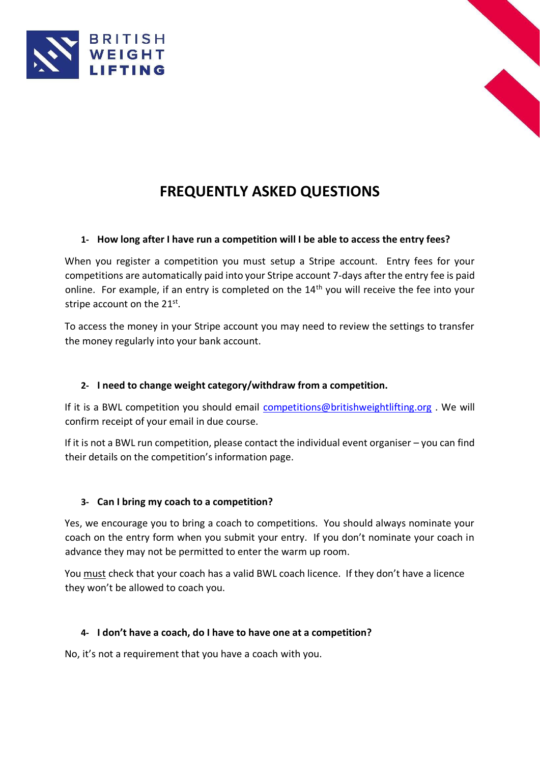BRITISH WEIGHT LIFTING

# FREQUENTLY ASKED QUESTIONS

### 1- How long after I have run a competition will I be able to access the entry fees?

When you register a competition you must setup a Stripe account. Entry fees for your competitions are automatically paid into your Stripe account 7-days after the entry fee is paid online. For example, if an entry is completed on the 14th you will receive the fee into your stripe account on the 21st.

To access the money in your Stripe account you may need to review the settings to transfer the money regularly into your bank account.

### 2- I need to change weight category/withdraw from a competition.

If it is a BWL competition you should email competitions@britishweightlifting.org . We will confirm receipt of your email in due course.

If it is not a BWL run competition, please contact the individual event organiser – you can find their details on the competition's information page.

### 3- Can I bring my coach to a competition?

Yes, we encourage you to bring a coach to competitions. You should always nominate your coach on the entry form when you submit your entry. If you don't nominate your coach in advance they may not be permitted to enter the warm up room.

You <u>must</u> check that your coach has a valid BWL coach licence. If they don't have a licence they won't be allowed to coach you.

### 4- I don't have a coach, do I have to have one at a competition?

No, it's not a requirement that you have a coach with you.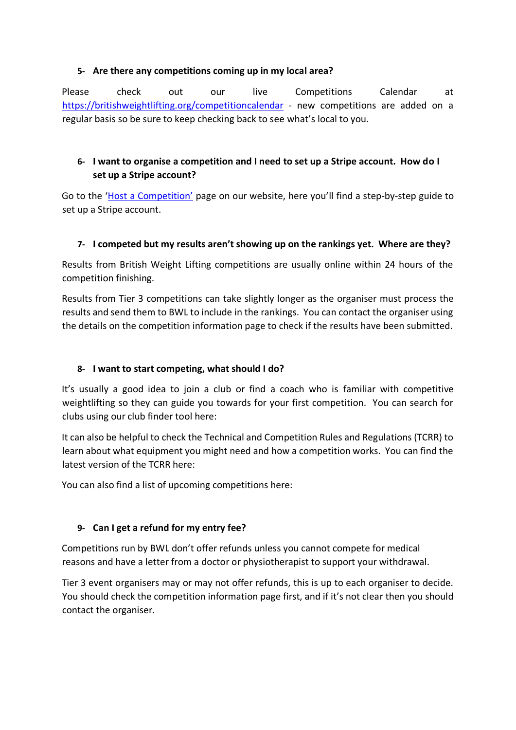### 5- Are there any competitions coming up in my local area?

Please check out our live Competitions Calendar at [https://britishweightlifting.org/competitioncalendar](https://britishweightlifting.org/competitioncalendar) - new competitions are added on a regular basis so be sure to keep checking back to see what's local to you.

### 6- I want to organise a competition and I need to set up a Stripe account. How do I set up a Stripe account?

Go to the '[Host a Competition'](#) page on our website, here you'll find a step-by-step guide to set up a Stripe account.

### 7- I competed but my results aren't showing up on the rankings yet. Where are they?

Results from British Weight Lifting competitions are usually online within 24 hours of the competition finishing.

Results from Tier 3 competitions can take slightly longer as the organiser must process the results and send them to BWL to include in the rankings. You can contact the organiser using the details on the competition information page to check if the results have been submitted.

### 8- I want to start competing, what should I do?

It's usually a good idea to join a club or find a coach who is familiar with competitive weightlifting so they can guide you towards for your first competition. You can search for clubs using our club finder tool here:

It can also be helpful to check the Technical and Competition Rules and Regulations (TCRR) to learn about what equipment you might need and how a competition works. You can find the latest version of the TCRR here:

You can also find a list of upcoming competitions here:

### 9- Can I get a refund for my entry fee?

Competitions run by BWL don't offer refunds unless you cannot compete for medical reasons and have a letter from a doctor or physiotherapist to support your withdrawal.

Tier 3 event organisers may or may not offer refunds, this is up to each organiser to decide. You should check the competition information page first, and if it's not clear then you should contact the organiser.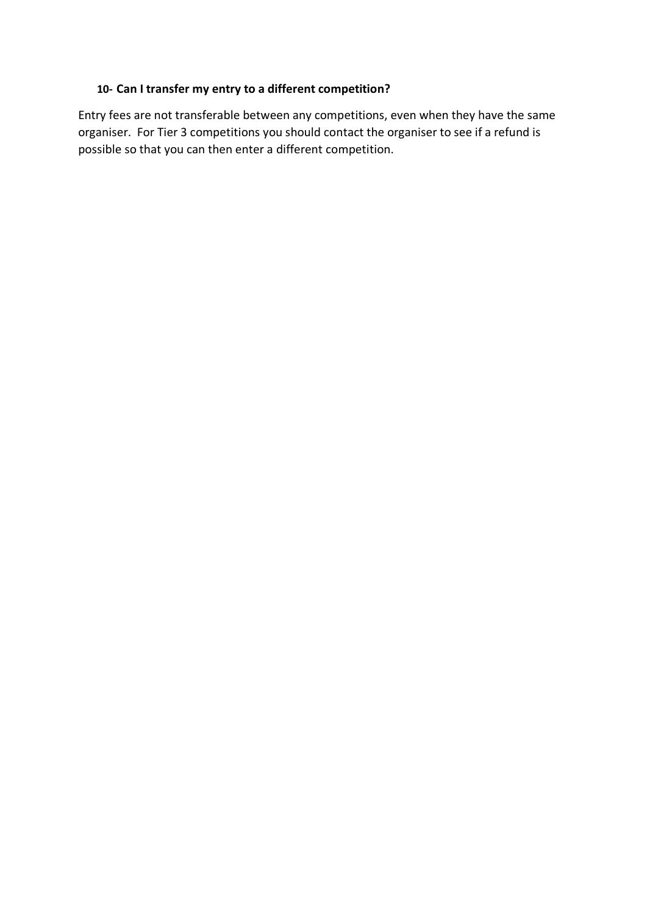**10- Can I transfer my entry to a different competition?**

Entry fees are not transferable between any competitions, even when they have the same organiser. For Tier 3 competitions you should contact the organiser to see if a refund is possible so that you can then enter a different competition.